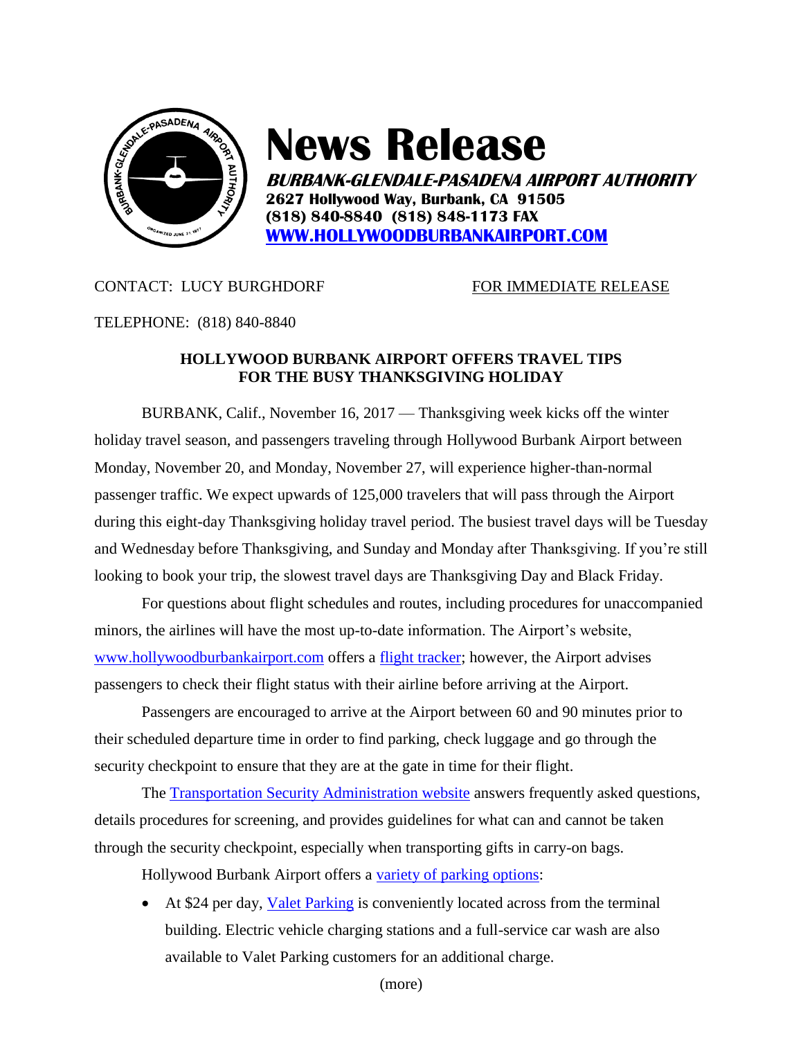# News Release

***BURBANK-GLENDALE-PASADENA AIRPORT AUTHORITY***
**2627 Hollywood Way, Burbank, CA 91505**
**(818) 840-8840 (818) 848-1173 FAX**
**[WWW.HOLLYWOODBURBANKAIRPORT.COM](http://WWW.HOLLYWOODBURBANKAIRPORT.COM)**

CONTACT: LUCY BURGHDORF

FOR IMMEDIATE RELEASE

TELEPHONE: (818) 840-8840

## HOLLYWOOD BURBANK AIRPORT OFFERS TRAVEL TIPS FOR THE BUSY THANKSGIVING HOLIDAY

BURBANK, Calif., November 16, 2017 — Thanksgiving week kicks off the winter holiday travel season, and passengers traveling through Hollywood Burbank Airport between Monday, November 20, and Monday, November 27, will experience higher-than-normal passenger traffic. We expect upwards of 125,000 travelers that will pass through the Airport during this eight-day Thanksgiving holiday travel period. The busiest travel days will be Tuesday and Wednesday before Thanksgiving, and Sunday and Monday after Thanksgiving. If you're still looking to book your trip, the slowest travel days are Thanksgiving Day and Black Friday.

For questions about flight schedules and routes, including procedures for unaccompanied minors, the airlines will have the most up-to-date information. The Airport's website, www.hollywoodburbankairport.com offers a flight tracker; however, the Airport advises passengers to check their flight status with their airline before arriving at the Airport.

Passengers are encouraged to arrive at the Airport between 60 and 90 minutes prior to their scheduled departure time in order to find parking, check luggage and go through the security checkpoint to ensure that they are at the gate in time for their flight.

The Transportation Security Administration website answers frequently asked questions, details procedures for screening, and provides guidelines for what can and cannot be taken through the security checkpoint, especially when transporting gifts in carry-on bags.

Hollywood Burbank Airport offers a variety of parking options:

- At $24 per day, Valet Parking is conveniently located across from the terminal building. Electric vehicle charging stations and a full-service car wash are also available to Valet Parking customers for an additional charge.

(more)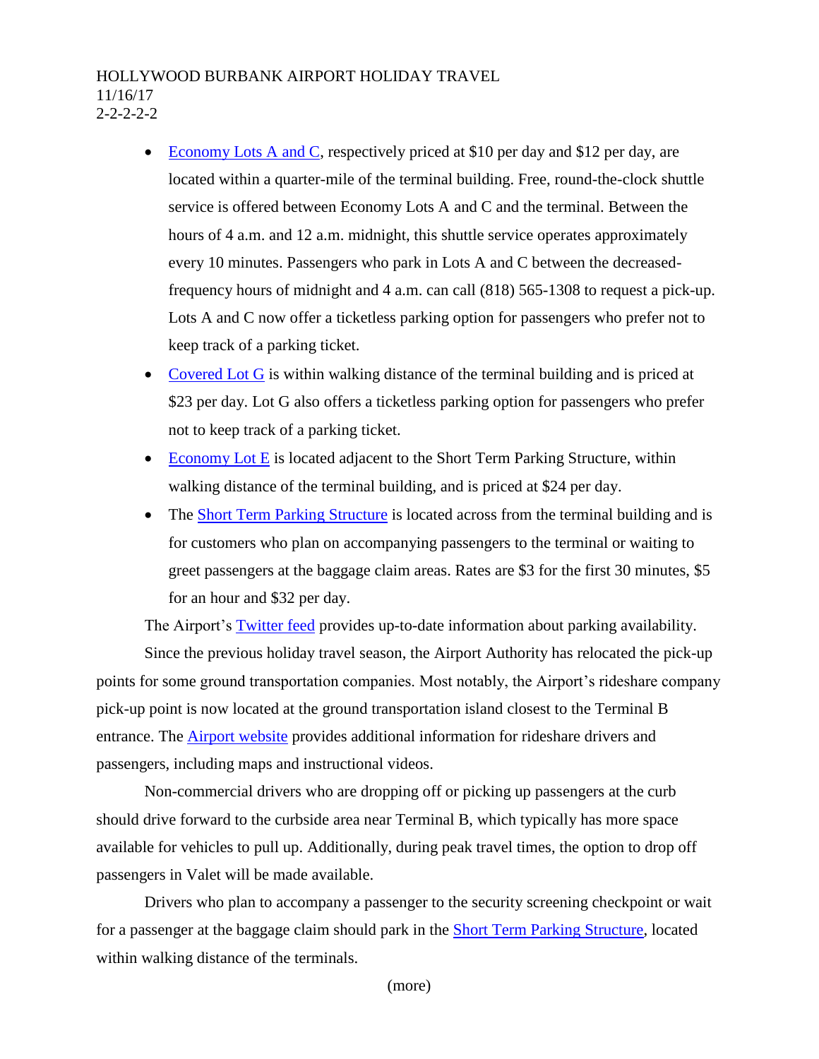- Economy Lots A and C, respectively priced at $10 per day and $12 per day, are located within a quarter-mile of the terminal building. Free, round-the-clock shuttle service is offered between Economy Lots A and C and the terminal. Between the hours of 4 a.m. and 12 a.m. midnight, this shuttle service operates approximately every 10 minutes. Passengers who park in Lots A and C between the decreased-frequency hours of midnight and 4 a.m. can call (818) 565-1308 to request a pick-up. Lots A and C now offer a ticketless parking option for passengers who prefer not to keep track of a parking ticket.
- Covered Lot G is within walking distance of the terminal building and is priced at $23 per day. Lot G also offers a ticketless parking option for passengers who prefer not to keep track of a parking ticket.
- Economy Lot E is located adjacent to the Short Term Parking Structure, within walking distance of the terminal building, and is priced at $24 per day.
- The Short Term Parking Structure is located across from the terminal building and is for customers who plan on accompanying passengers to the terminal or waiting to greet passengers at the baggage claim areas. Rates are $3 for the first 30 minutes, $5 for an hour and $32 per day.

The Airport's Twitter feed provides up-to-date information about parking availability.

Since the previous holiday travel season, the Airport Authority has relocated the pick-up points for some ground transportation companies. Most notably, the Airport's rideshare company pick-up point is now located at the ground transportation island closest to the Terminal B entrance. The Airport website provides additional information for rideshare drivers and passengers, including maps and instructional videos.

Non-commercial drivers who are dropping off or picking up passengers at the curb should drive forward to the curbside area near Terminal B, which typically has more space available for vehicles to pull up. Additionally, during peak travel times, the option to drop off passengers in Valet will be made available.

Drivers who plan to accompany a passenger to the security screening checkpoint or wait for a passenger at the baggage claim should park in the Short Term Parking Structure, located within walking distance of the terminals.

(more)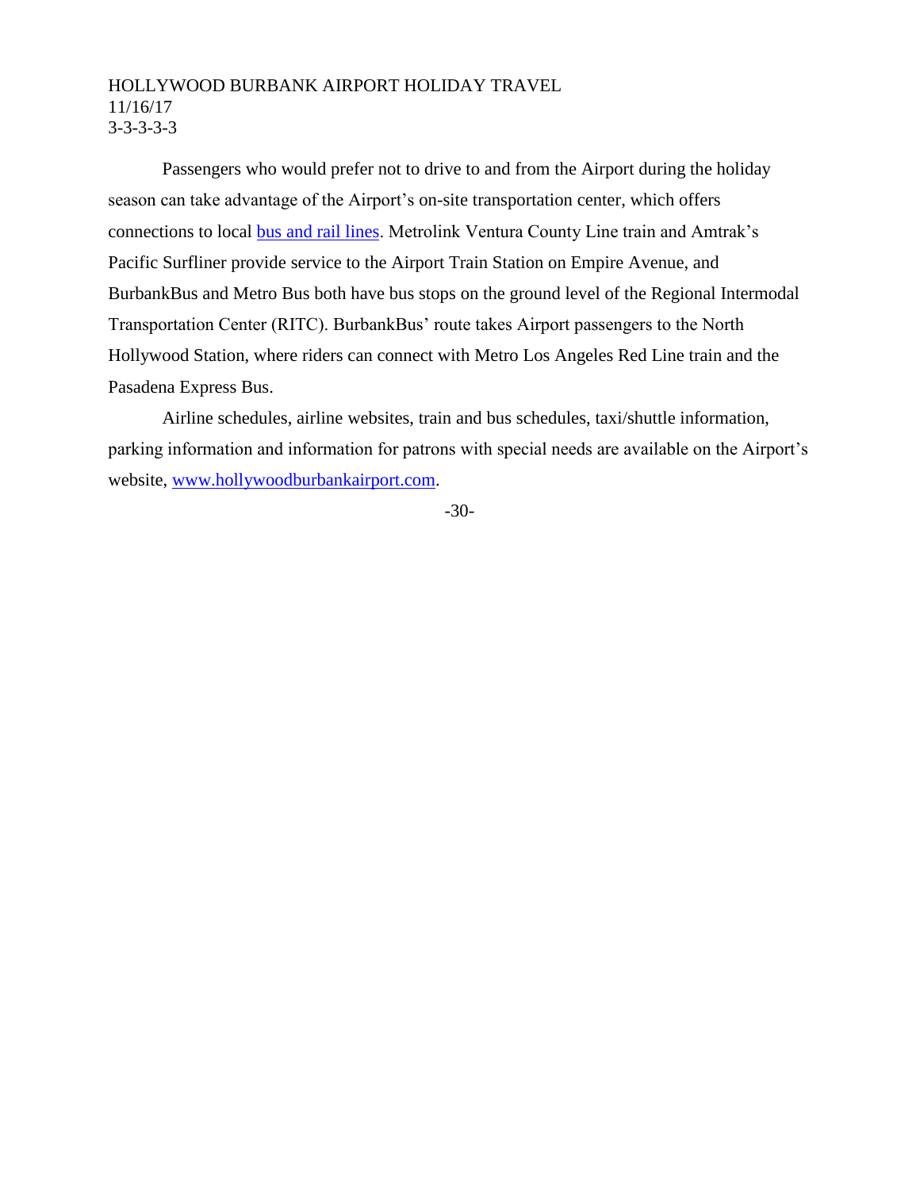Passengers who would prefer not to drive to and from the Airport during the holiday season can take advantage of the Airport's on-site transportation center, which offers connections to local bus and rail lines. Metrolink Ventura County Line train and Amtrak's Pacific Surfliner provide service to the Airport Train Station on Empire Avenue, and BurbankBus and Metro Bus both have bus stops on the ground level of the Regional Intermodal Transportation Center (RITC). BurbankBus' route takes Airport passengers to the North Hollywood Station, where riders can connect with Metro Los Angeles Red Line train and the Pasadena Express Bus.

Airline schedules, airline websites, train and bus schedules, taxi/shuttle information, parking information and information for patrons with special needs are available on the Airport's website, www.hollywoodburbankairport.com.

-30-